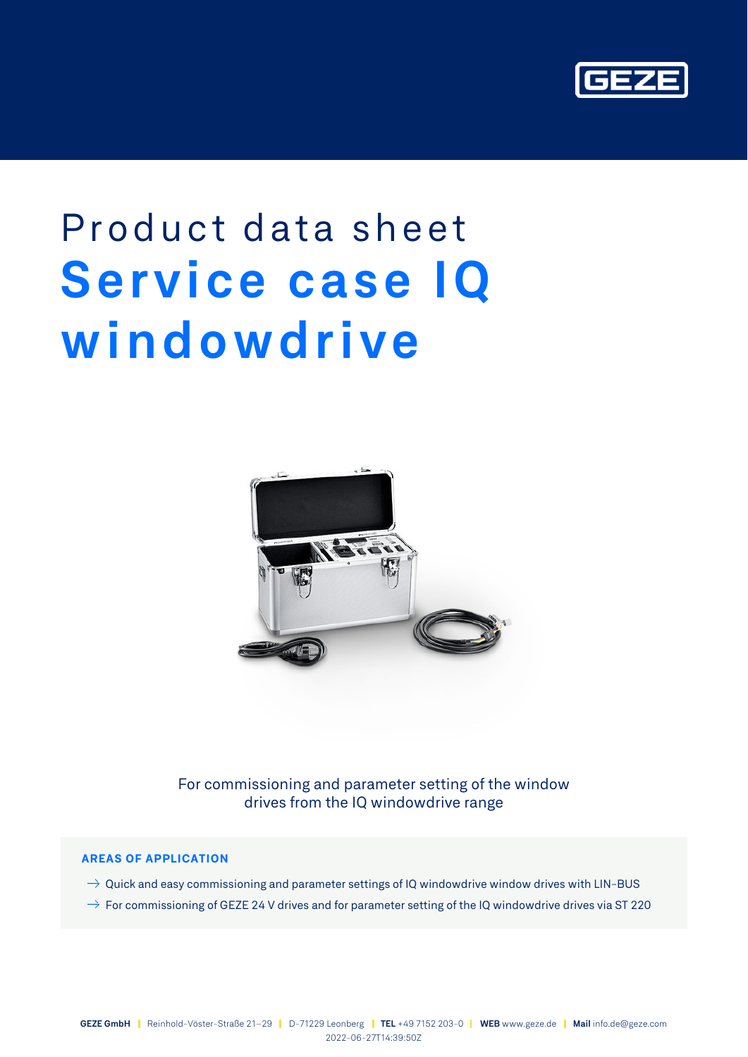# Product data sheet

# Service case IQ windowdrive

For commissioning and parameter setting of the window drives from the IQ windowdrive range

## AREAS OF APPLICATION

- Quick and easy commissioning and parameter settings of IQ windowdrive window drives with LIN-BUS
- For commissioning of GEZE 24 V drives and for parameter setting of the IQ windowdrive drives via ST 220

**GEZE GmbH** | Reinhold-Vöster-Straße 21–29 | D-71229 Leonberg | **TEL** +49 7152 203-0 | **WEB** www.geze.de | **Mail** info.de@geze.com

2022-06-27T14:39:50Z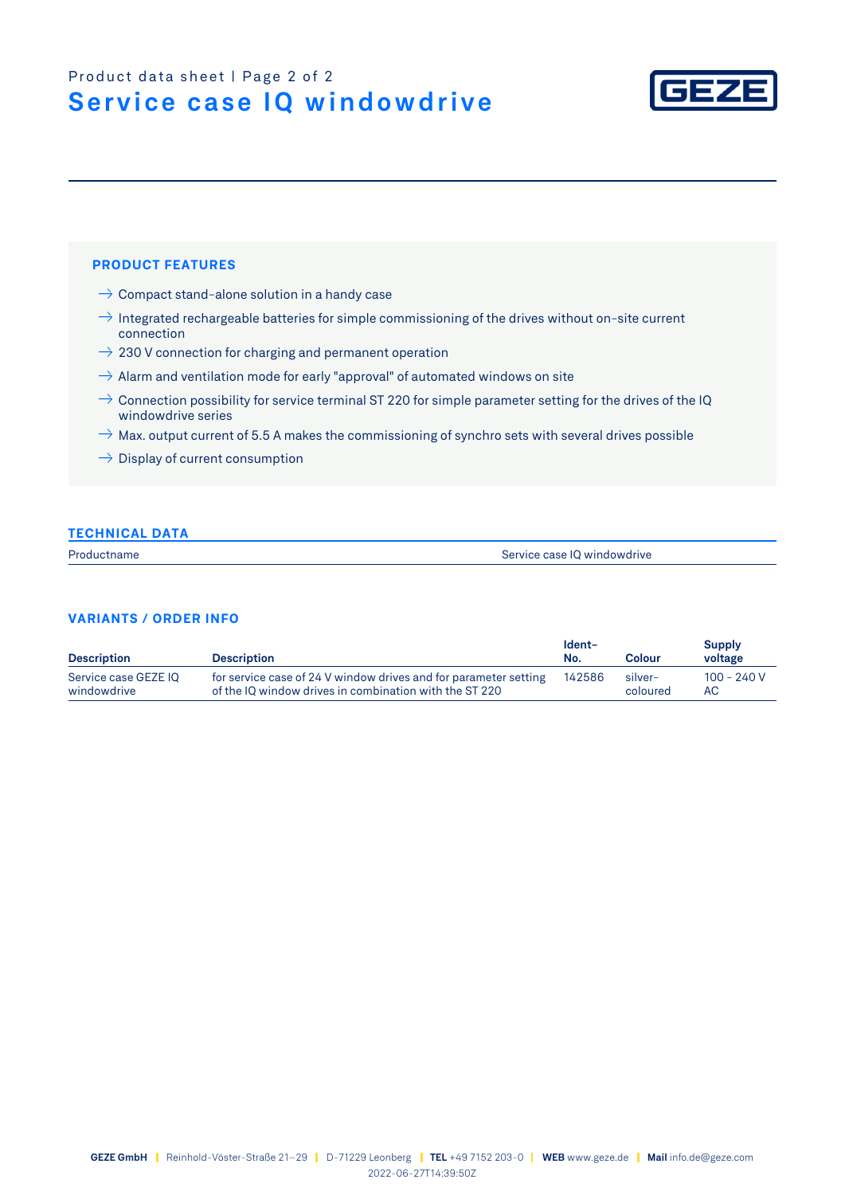# Service case IQ windowdrive

## PRODUCT FEATURES

- → Compact stand-alone solution in a handy case
- → Integrated rechargeable batteries for simple commissioning of the drives without on-site current connection
- → 230 V connection for charging and permanent operation
- → Alarm and ventilation mode for early "approval" of automated windows on site
- → Connection possibility for service terminal ST 220 for simple parameter setting for the drives of the IQ windowdrive series
- → Max. output current of 5.5 A makes the commissioning of synchro sets with several drives possible
- → Display of current consumption

## TECHNICAL DATA

| | |
|---|---|
| Productname | Service case IQ windowdrive |

## VARIANTS / ORDER INFO

| Description | Description | Ident-No. | Colour | Supply voltage |
|---|---|---|---|---|
| Service case GEZE IQ windowdrive | for service case of 24 V window drives and for parameter setting of the IQ window drives in combination with the ST 220 | 142586 | silver-coloured | 100 - 240 V AC |

**GEZE GmbH** | Reinhold-Vöster-Straße 21–29 | D-71229 Leonberg | **TEL** +49 7152 203-0 | **WEB** www.geze.de | **Mail** info.de@geze.com
2022-06-27T14:39:50Z